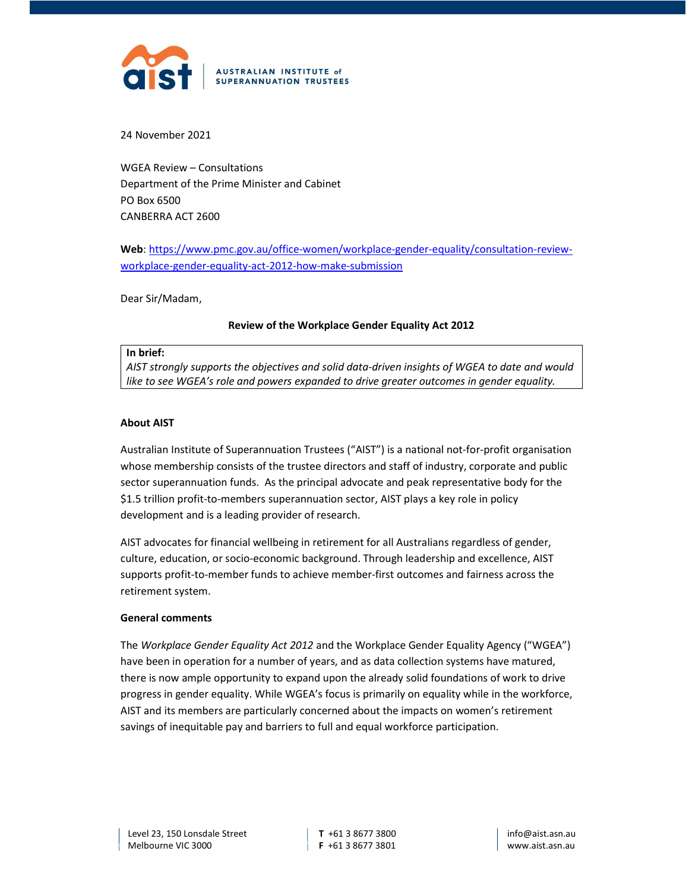24 November 2021

WGEA Review – Consultations
Department of the Prime Minister and Cabinet
PO Box 6500
CANBERRA ACT 2600

**Web**: https://www.pmc.gov.au/office-women/workplace-gender-equality/consultation-review-workplace-gender-equality-act-2012-how-make-submission

Dear Sir/Madam,

**Review of the Workplace Gender Equality Act 2012**

> **In brief:**
> *AIST strongly supports the objectives and solid data-driven insights of WGEA to date and would like to see WGEA's role and powers expanded to drive greater outcomes in gender equality.*

**About AIST**

Australian Institute of Superannuation Trustees ("AIST") is a national not-for-profit organisation whose membership consists of the trustee directors and staff of industry, corporate and public sector superannuation funds. As the principal advocate and peak representative body for the $1.5 trillion profit-to-members superannuation sector, AIST plays a key role in policy development and is a leading provider of research.

AIST advocates for financial wellbeing in retirement for all Australians regardless of gender, culture, education, or socio-economic background. Through leadership and excellence, AIST supports profit-to-member funds to achieve member-first outcomes and fairness across the retirement system.

**General comments**

The *Workplace Gender Equality Act 2012* and the Workplace Gender Equality Agency ("WGEA") have been in operation for a number of years, and as data collection systems have matured, there is now ample opportunity to expand upon the already solid foundations of work to drive progress in gender equality. While WGEA's focus is primarily on equality while in the workforce, AIST and its members are particularly concerned about the impacts on women's retirement savings of inequitable pay and barriers to full and equal workforce participation.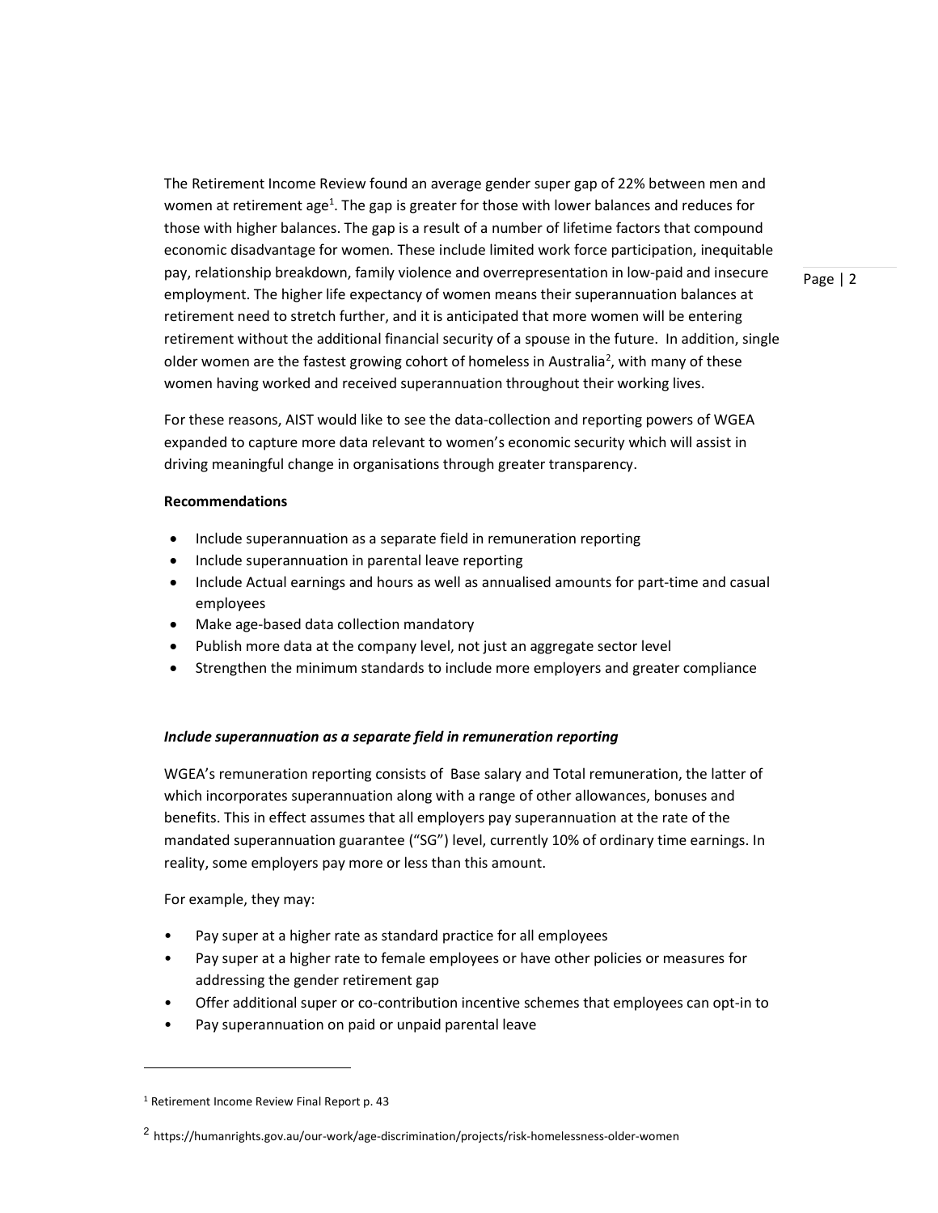The Retirement Income Review found an average gender super gap of 22% between men and women at retirement age[1]. The gap is greater for those with lower balances and reduces for those with higher balances. The gap is a result of a number of lifetime factors that compound economic disadvantage for women. These include limited work force participation, inequitable pay, relationship breakdown, family violence and overrepresentation in low-paid and insecure employment. The higher life expectancy of women means their superannuation balances at retirement need to stretch further, and it is anticipated that more women will be entering retirement without the additional financial security of a spouse in the future. In addition, single older women are the fastest growing cohort of homeless in Australia[2], with many of these women having worked and received superannuation throughout their working lives.

For these reasons, AIST would like to see the data-collection and reporting powers of WGEA expanded to capture more data relevant to women's economic security which will assist in driving meaningful change in organisations through greater transparency.

**Recommendations**

- Include superannuation as a separate field in remuneration reporting
- Include superannuation in parental leave reporting
- Include Actual earnings and hours as well as annualised amounts for part-time and casual employees
- Make age-based data collection mandatory
- Publish more data at the company level, not just an aggregate sector level
- Strengthen the minimum standards to include more employers and greater compliance

***Include superannuation as a separate field in remuneration reporting***

WGEA's remuneration reporting consists of Base salary and Total remuneration, the latter of which incorporates superannuation along with a range of other allowances, bonuses and benefits. This in effect assumes that all employers pay superannuation at the rate of the mandated superannuation guarantee ("SG") level, currently 10% of ordinary time earnings. In reality, some employers pay more or less than this amount.

For example, they may:

- Pay super at a higher rate as standard practice for all employees
- Pay super at a higher rate to female employees or have other policies or measures for addressing the gender retirement gap
- Offer additional super or co-contribution incentive schemes that employees can opt-in to
- Pay superannuation on paid or unpaid parental leave

[1] Retirement Income Review Final Report p. 43

[2] https://humanrights.gov.au/our-work/age-discrimination/projects/risk-homelessness-older-women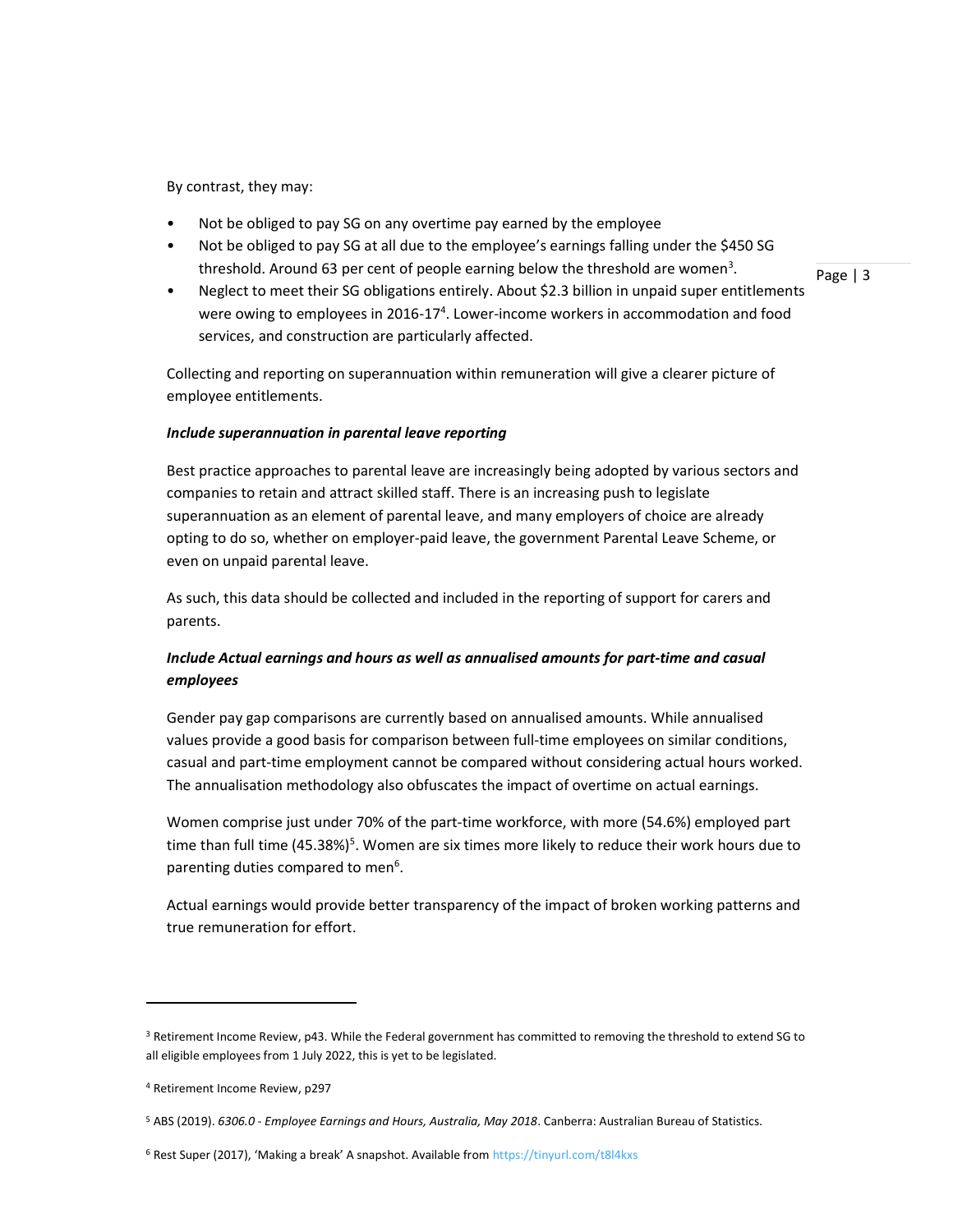By contrast, they may:

- Not be obliged to pay SG on any overtime pay earned by the employee
- Not be obliged to pay SG at all due to the employee's earnings falling under the $450 SG threshold. Around 63 per cent of people earning below the threshold are women[3].
- Neglect to meet their SG obligations entirely. About $2.3 billion in unpaid super entitlements were owing to employees in 2016-17[4]. Lower-income workers in accommodation and food services, and construction are particularly affected.

Collecting and reporting on superannuation within remuneration will give a clearer picture of employee entitlements.

***Include superannuation in parental leave reporting***

Best practice approaches to parental leave are increasingly being adopted by various sectors and companies to retain and attract skilled staff. There is an increasing push to legislate superannuation as an element of parental leave, and many employers of choice are already opting to do so, whether on employer-paid leave, the government Parental Leave Scheme, or even on unpaid parental leave.

As such, this data should be collected and included in the reporting of support for carers and parents.

***Include Actual earnings and hours as well as annualised amounts for part-time and casual employees***

Gender pay gap comparisons are currently based on annualised amounts. While annualised values provide a good basis for comparison between full-time employees on similar conditions, casual and part-time employment cannot be compared without considering actual hours worked. The annualisation methodology also obfuscates the impact of overtime on actual earnings.

Women comprise just under 70% of the part-time workforce, with more (54.6%) employed part time than full time (45.38%)[5]. Women are six times more likely to reduce their work hours due to parenting duties compared to men[6].

Actual earnings would provide better transparency of the impact of broken working patterns and true remuneration for effort.

---

[3] Retirement Income Review, p43. While the Federal government has committed to removing the threshold to extend SG to all eligible employees from 1 July 2022, this is yet to be legislated.

[4] Retirement Income Review, p297

[5] ABS (2019). *6306.0 - Employee Earnings and Hours, Australia, May 2018*. Canberra: Australian Bureau of Statistics.

[6] Rest Super (2017), 'Making a break' A snapshot. Available from https://tinyurl.com/t8l4kxs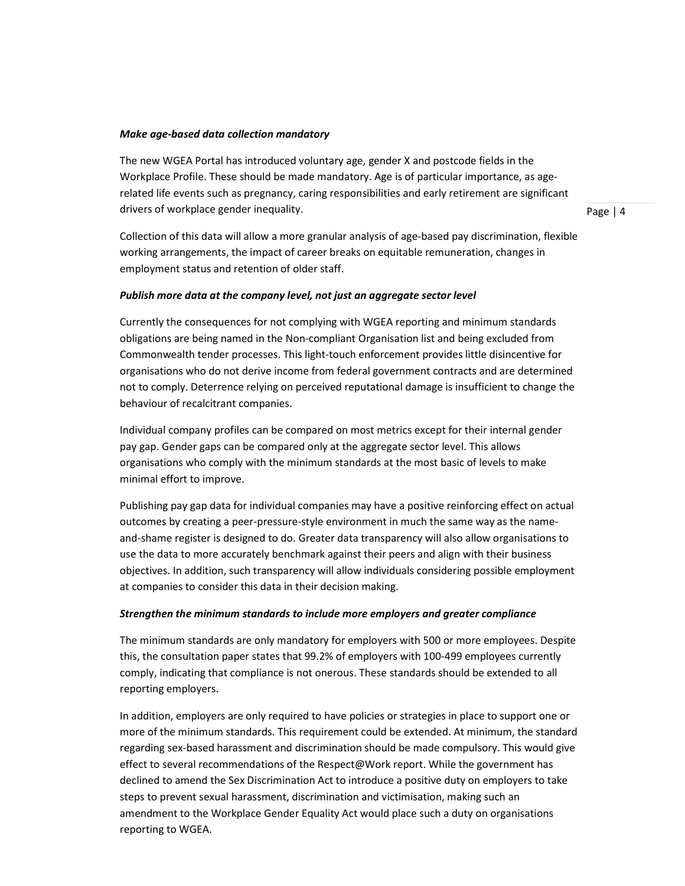***Make age-based data collection mandatory***

The new WGEA Portal has introduced voluntary age, gender X and postcode fields in the Workplace Profile. These should be made mandatory. Age is of particular importance, as age-related life events such as pregnancy, caring responsibilities and early retirement are significant drivers of workplace gender inequality.

Collection of this data will allow a more granular analysis of age-based pay discrimination, flexible working arrangements, the impact of career breaks on equitable remuneration, changes in employment status and retention of older staff.

***Publish more data at the company level, not just an aggregate sector level***

Currently the consequences for not complying with WGEA reporting and minimum standards obligations are being named in the Non-compliant Organisation list and being excluded from Commonwealth tender processes. This light-touch enforcement provides little disincentive for organisations who do not derive income from federal government contracts and are determined not to comply. Deterrence relying on perceived reputational damage is insufficient to change the behaviour of recalcitrant companies.

Individual company profiles can be compared on most metrics except for their internal gender pay gap. Gender gaps can be compared only at the aggregate sector level. This allows organisations who comply with the minimum standards at the most basic of levels to make minimal effort to improve.

Publishing pay gap data for individual companies may have a positive reinforcing effect on actual outcomes by creating a peer-pressure-style environment in much the same way as the name-and-shame register is designed to do. Greater data transparency will also allow organisations to use the data to more accurately benchmark against their peers and align with their business objectives. In addition, such transparency will allow individuals considering possible employment at companies to consider this data in their decision making.

***Strengthen the minimum standards to include more employers and greater compliance***

The minimum standards are only mandatory for employers with 500 or more employees. Despite this, the consultation paper states that 99.2% of employers with 100-499 employees currently comply, indicating that compliance is not onerous. These standards should be extended to all reporting employers.

In addition, employers are only required to have policies or strategies in place to support one or more of the minimum standards. This requirement could be extended. At minimum, the standard regarding sex-based harassment and discrimination should be made compulsory. This would give effect to several recommendations of the Respect@Work report. While the government has declined to amend the Sex Discrimination Act to introduce a positive duty on employers to take steps to prevent sexual harassment, discrimination and victimisation, making such an amendment to the Workplace Gender Equality Act would place such a duty on organisations reporting to WGEA.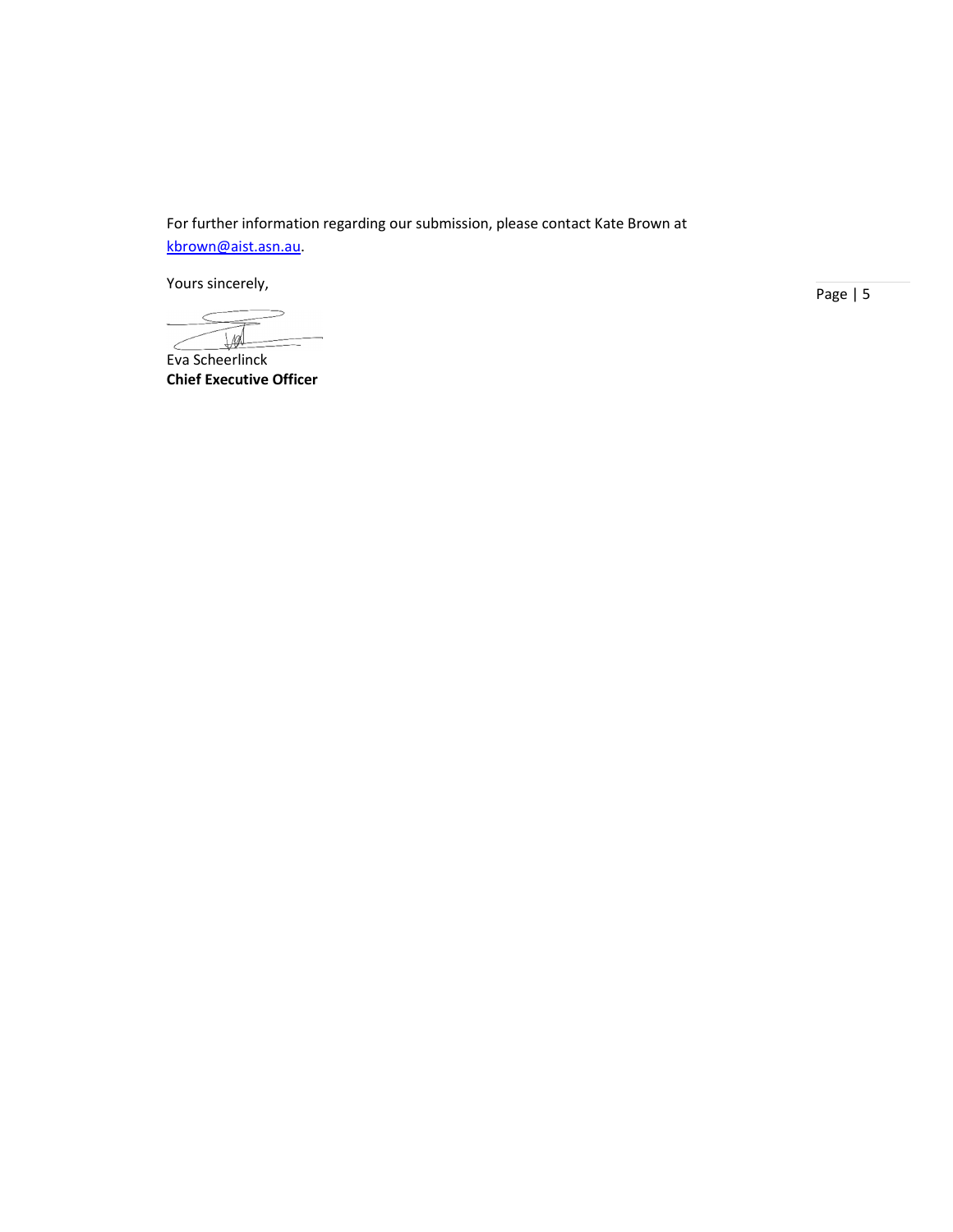For further information regarding our submission, please contact Kate Brown at kbrown@aist.asn.au.

Yours sincerely,

Eva Scheerlinck
**Chief Executive Officer**